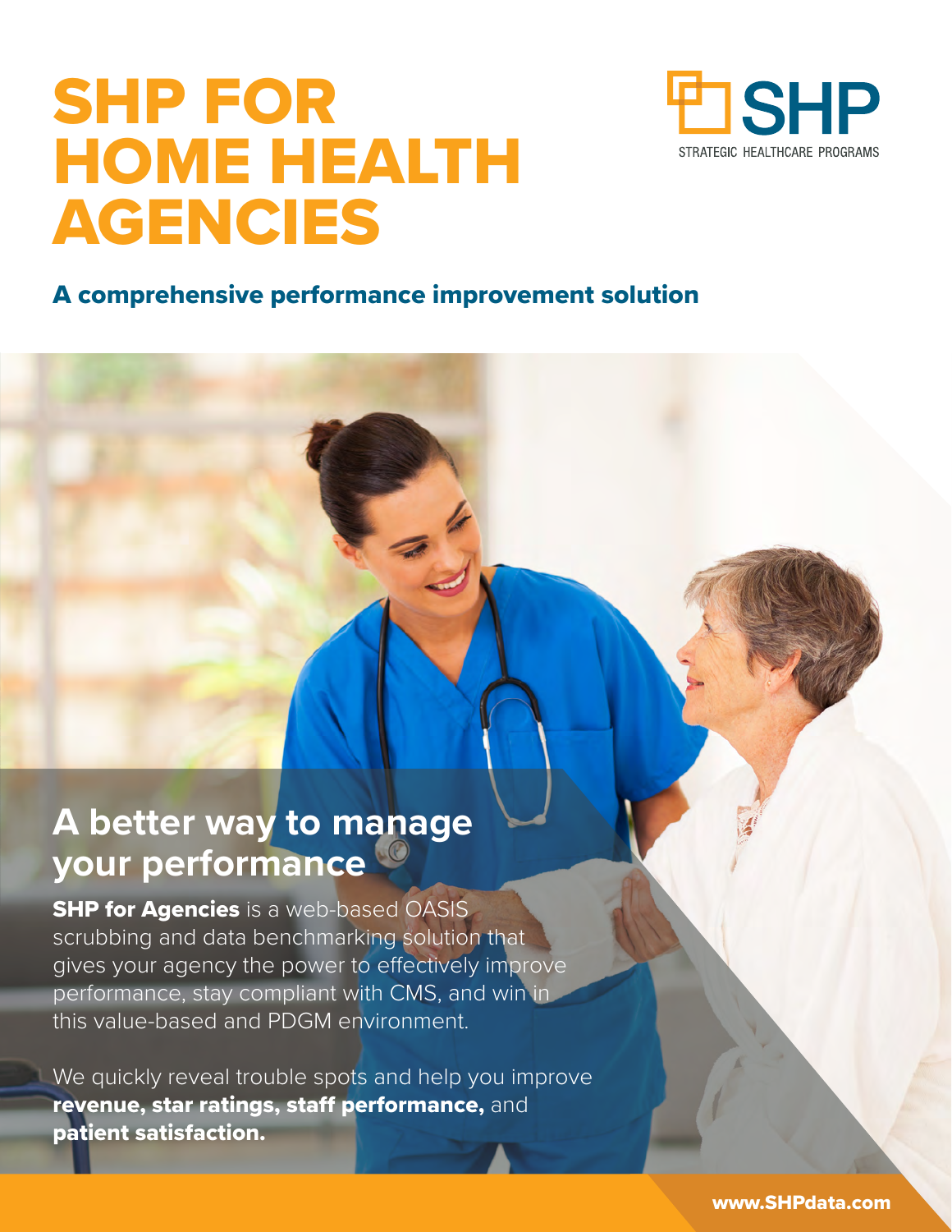# SHP FOR HOME HEALTH AGENCIES

SHP
STRATEGIC HEALTHCARE PROGRAMS

## A comprehensive performance improvement solution

## A better way to manage your performance

**SHP for Agencies** is a web-based OASIS scrubbing and data benchmarking solution that gives your agency the power to effectively improve performance, stay compliant with CMS, and win in this value-based and PDGM environment.

We quickly reveal trouble spots and help you improve **revenue, star ratings, staff performance,** and **patient satisfaction.**

www.SHPdata.com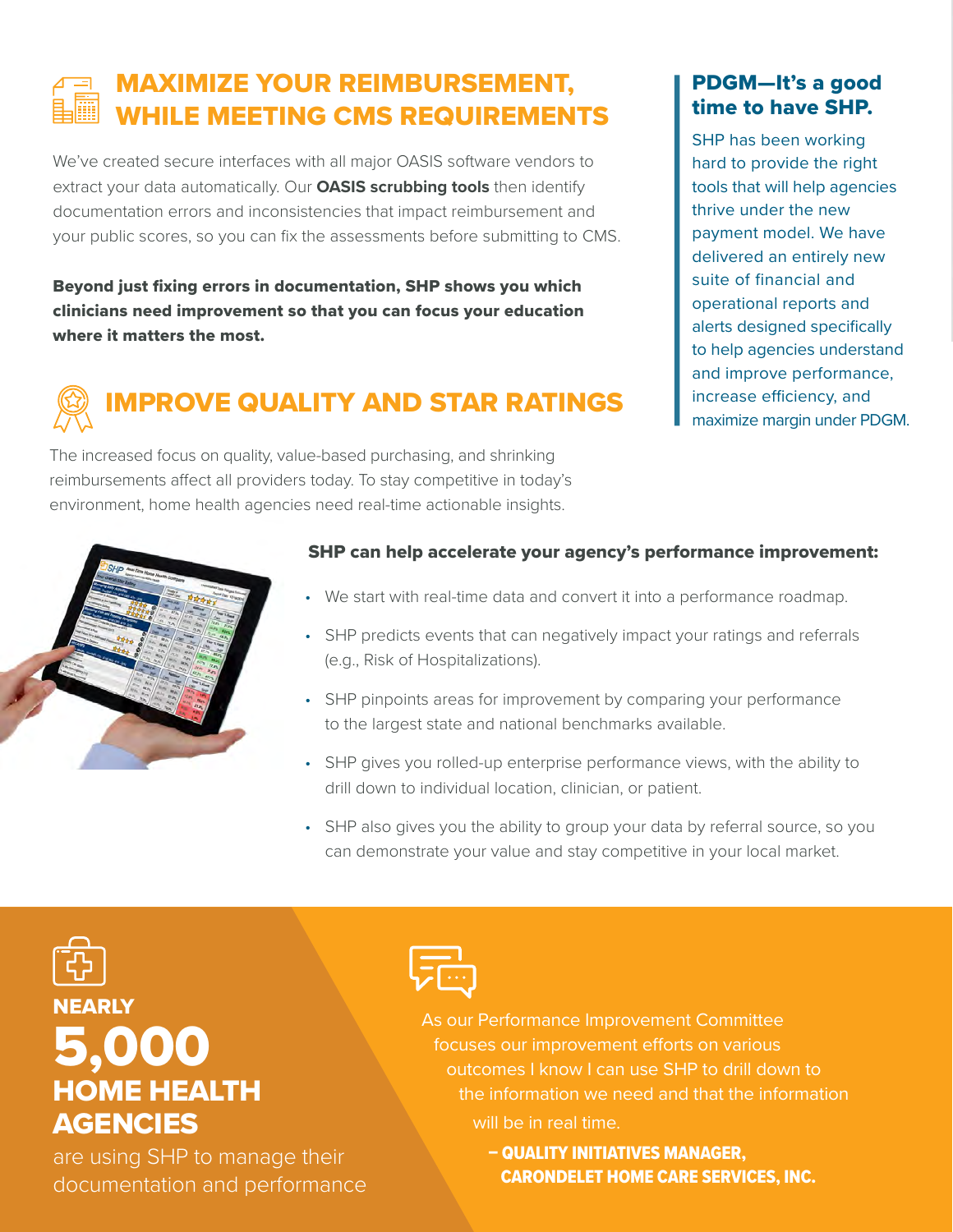## MAXIMIZE YOUR REIMBURSEMENT, WHILE MEETING CMS REQUIREMENTS

We've created secure interfaces with all major OASIS software vendors to extract your data automatically. Our **OASIS scrubbing tools** then identify documentation errors and inconsistencies that impact reimbursement and your public scores, so you can fix the assessments before submitting to CMS.

**Beyond just fixing errors in documentation, SHP shows you which clinicians need improvement so that you can focus your education where it matters the most.**

### PDGM—It's a good time to have SHP.

SHP has been working hard to provide the right tools that will help agencies thrive under the new payment model. We have delivered an entirely new suite of financial and operational reports and alerts designed specifically to help agencies understand and improve performance, increase efficiency, and maximize margin under PDGM.

## IMPROVE QUALITY AND STAR RATINGS

The increased focus on quality, value-based purchasing, and shrinking reimbursements affect all providers today. To stay competitive in today's environment, home health agencies need real-time actionable insights.

**SHP can help accelerate your agency's performance improvement:**

- We start with real-time data and convert it into a performance roadmap.
- SHP predicts events that can negatively impact your ratings and referrals (e.g., Risk of Hospitalizations).
- SHP pinpoints areas for improvement by comparing your performance to the largest state and national benchmarks available.
- SHP gives you rolled-up enterprise performance views, with the ability to drill down to individual location, clinician, or patient.
- SHP also gives you the ability to group your data by referral source, so you can demonstrate your value and stay competitive in your local market.

**NEARLY**
# 5,000
**HOME HEALTH AGENCIES**

are using SHP to manage their documentation and performance

As our Performance Improvement Committee focuses our improvement efforts on various outcomes I know I can use SHP to drill down to the information we need and that the information will be in real time.

**– QUALITY INITIATIVES MANAGER, CARONDELET HOME CARE SERVICES, INC.**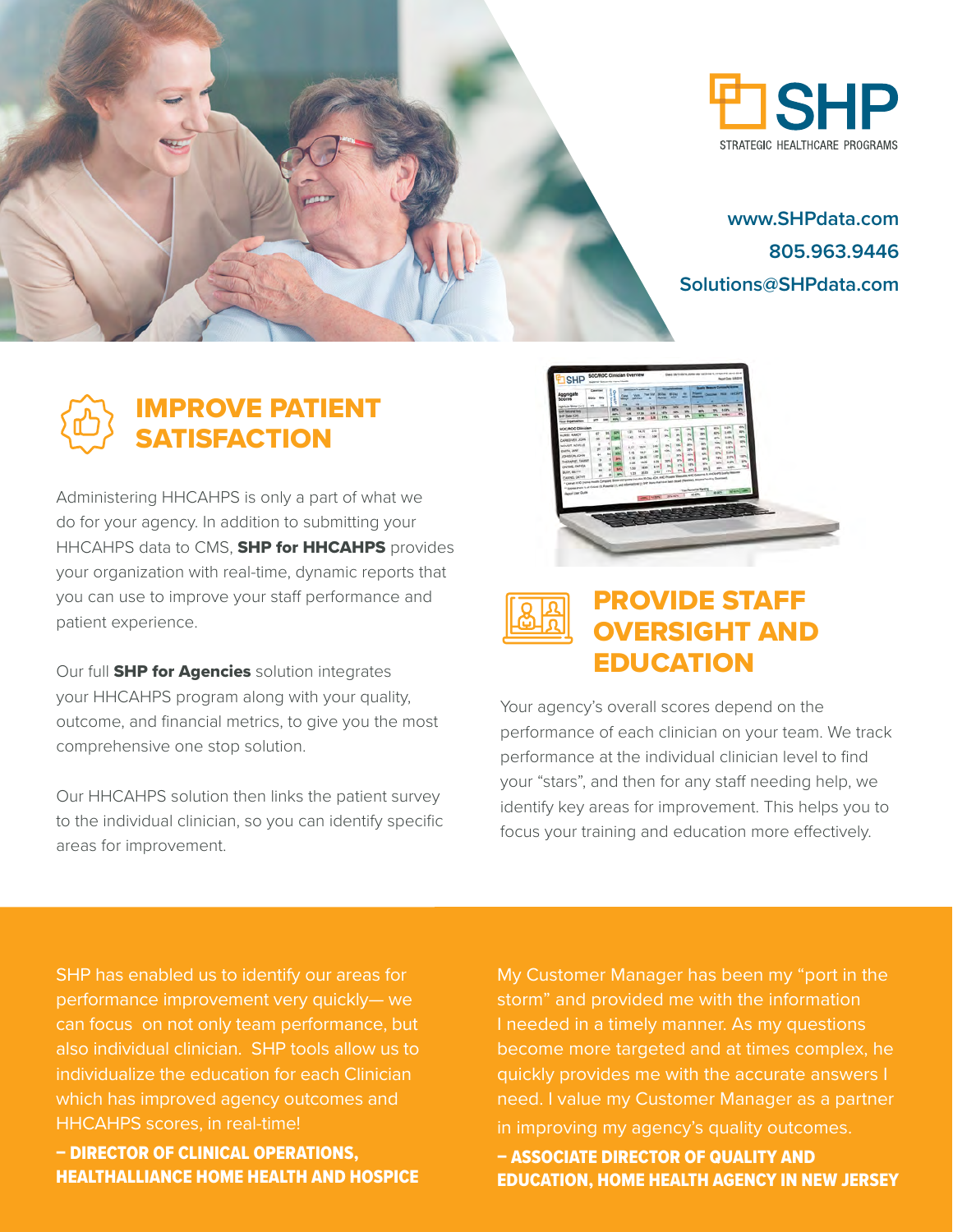SHP

STRATEGIC HEALTHCARE PROGRAMS

www.SHPdata.com
805.963.9446
Solutions@SHPdata.com

## IMPROVE PATIENT SATISFACTION

Administering HHCAHPS is only a part of what we do for your agency. In addition to submitting your HHCAHPS data to CMS, **SHP for HHCAHPS** provides your organization with real-time, dynamic reports that you can use to improve your staff performance and patient experience.

Our full **SHP for Agencies** solution integrates your HHCAHPS program along with your quality, outcome, and financial metrics, to give you the most comprehensive one stop solution.

Our HHCAHPS solution then links the patient survey to the individual clinician, so you can identify specific areas for improvement.

## PROVIDE STAFF OVERSIGHT AND EDUCATION

Your agency's overall scores depend on the performance of each clinician on your team. We track performance at the individual clinician level to find your "stars", and then for any staff needing help, we identify key areas for improvement. This helps you to focus your training and education more effectively.

SHP has enabled us to identify our areas for performance improvement very quickly— we can focus on not only team performance, but also individual clinician. SHP tools allow us to individualize the education for each Clinician which has improved agency outcomes and HHCAHPS scores, in real-time!

**– DIRECTOR OF CLINICAL OPERATIONS, HEALTHALLIANCE HOME HEALTH AND HOSPICE**

My Customer Manager has been my "port in the storm" and provided me with the information I needed in a timely manner. As my questions become more targeted and at times complex, he quickly provides me with the accurate answers I need. I value my Customer Manager as a partner in improving my agency's quality outcomes.

**– ASSOCIATE DIRECTOR OF QUALITY AND EDUCATION, HOME HEALTH AGENCY IN NEW JERSEY**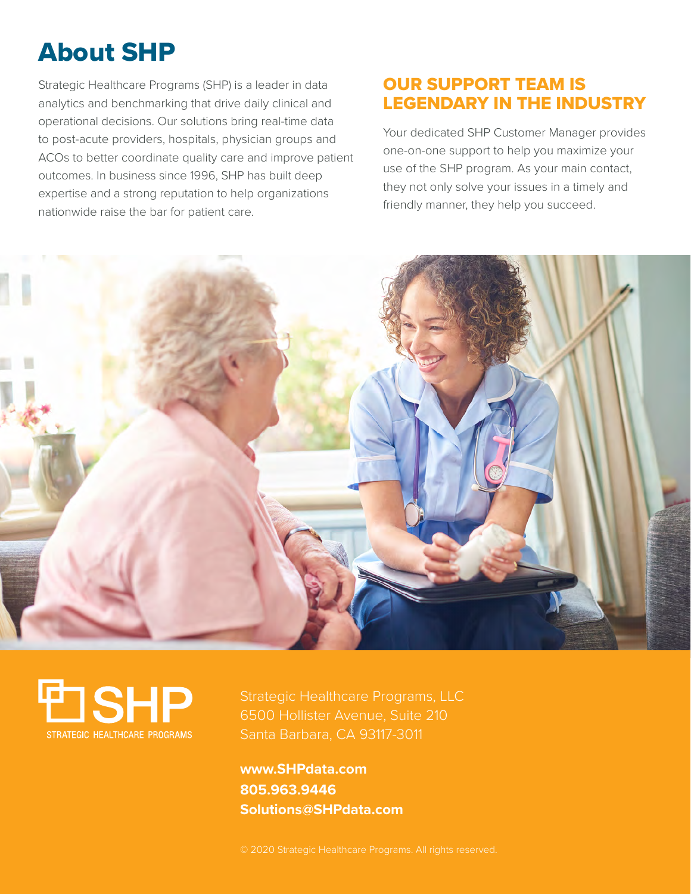# About SHP

Strategic Healthcare Programs (SHP) is a leader in data analytics and benchmarking that drive daily clinical and operational decisions. Our solutions bring real-time data to post-acute providers, hospitals, physician groups and ACOs to better coordinate quality care and improve patient outcomes. In business since 1996, SHP has built deep expertise and a strong reputation to help organizations nationwide raise the bar for patient care.

## OUR SUPPORT TEAM IS LEGENDARY IN THE INDUSTRY

Your dedicated SHP Customer Manager provides one-on-one support to help you maximize your use of the SHP program. As your main contact, they not only solve your issues in a timely and friendly manner, they help you succeed.

SHP
STRATEGIC HEALTHCARE PROGRAMS

Strategic Healthcare Programs, LLC
6500 Hollister Avenue, Suite 210
Santa Barbara, CA 93117-3011

**www.SHPdata.com**
**805.963.9446**
**Solutions@SHPdata.com**

© 2020 Strategic Healthcare Programs. All rights reserved.